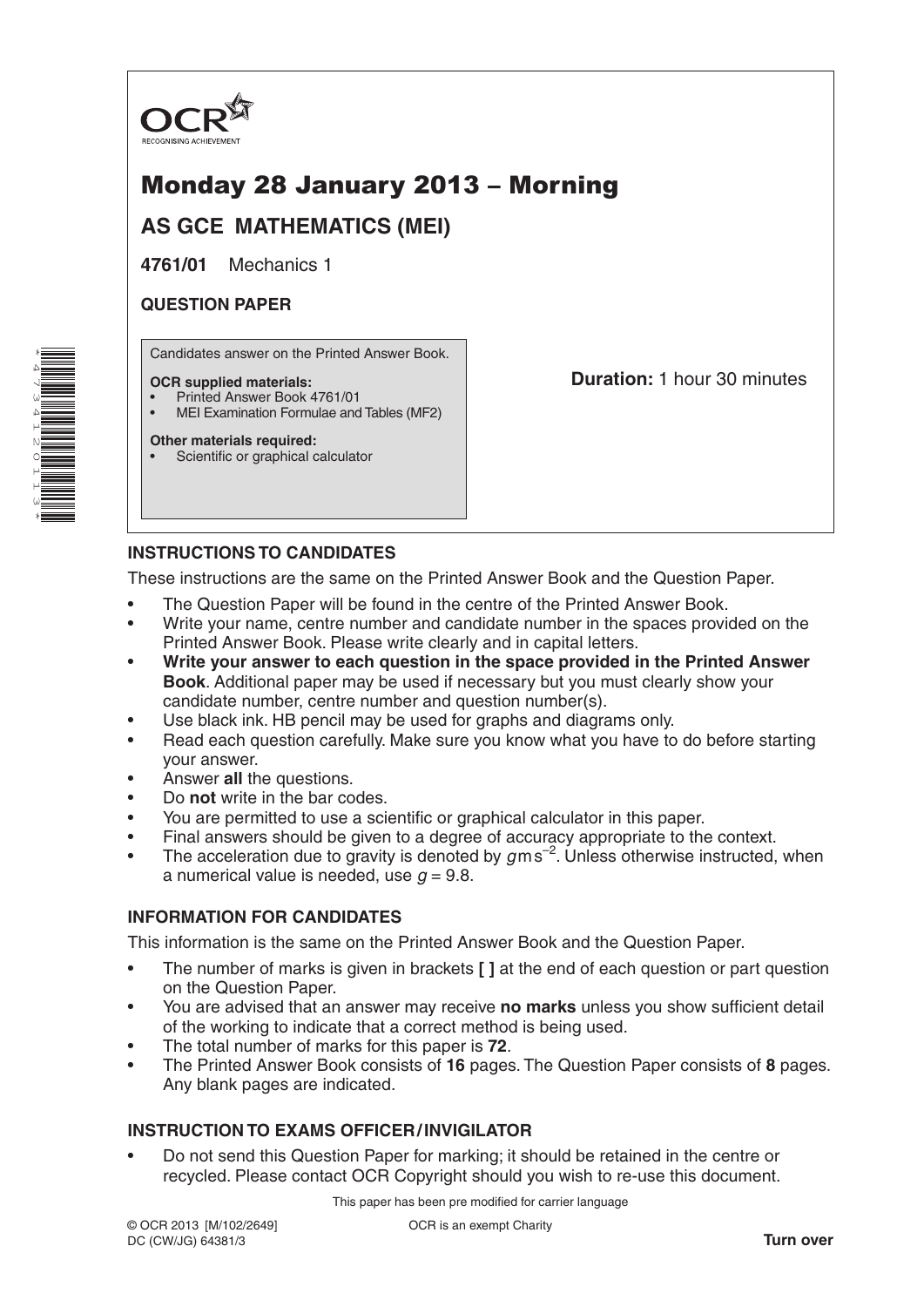OCR
RECOGNISING ACHIEVEMENT

# Monday 28 January 2013 – Morning

## AS GCE MATHEMATICS (MEI)

**4761/01** Mechanics 1

**QUESTION PAPER**

Candidates answer on the Printed Answer Book.

**OCR supplied materials:**
- Printed Answer Book 4761/01
- MEI Examination Formulae and Tables (MF2)

**Other materials required:**
- Scientific or graphical calculator

**Duration:** 1 hour 30 minutes

### INSTRUCTIONS TO CANDIDATES

These instructions are the same on the Printed Answer Book and the Question Paper.

- The Question Paper will be found in the centre of the Printed Answer Book.
- Write your name, centre number and candidate number in the spaces provided on the Printed Answer Book. Please write clearly and in capital letters.
- **Write your answer to each question in the space provided in the Printed Answer Book**. Additional paper may be used if necessary but you must clearly show your candidate number, centre number and question number(s).
- Use black ink. HB pencil may be used for graphs and diagrams only.
- Read each question carefully. Make sure you know what you have to do before starting your answer.
- Answer **all** the questions.
- Do **not** write in the bar codes.
- You are permitted to use a scientific or graphical calculator in this paper.
- Final answers should be given to a degree of accuracy appropriate to the context.
- The acceleration due to gravity is denoted by $g\,\mathrm{m\,s^{-2}}$. Unless otherwise instructed, when a numerical value is needed, use $g = 9.8$.

### INFORMATION FOR CANDIDATES

This information is the same on the Printed Answer Book and the Question Paper.

- The number of marks is given in brackets **[ ]** at the end of each question or part question on the Question Paper.
- You are advised that an answer may receive **no marks** unless you show sufficient detail of the working to indicate that a correct method is being used.
- The total number of marks for this paper is **72**.
- The Printed Answer Book consists of **16** pages. The Question Paper consists of **8** pages. Any blank pages are indicated.

### INSTRUCTION TO EXAMS OFFICER / INVIGILATOR

- Do not send this Question Paper for marking; it should be retained in the centre or recycled. Please contact OCR Copyright should you wish to re-use this document.

This paper has been pre modified for carrier language

© OCR 2013 [M/102/2649]
DC (CW/JG) 64381/3

OCR is an exempt Charity

**Turn over**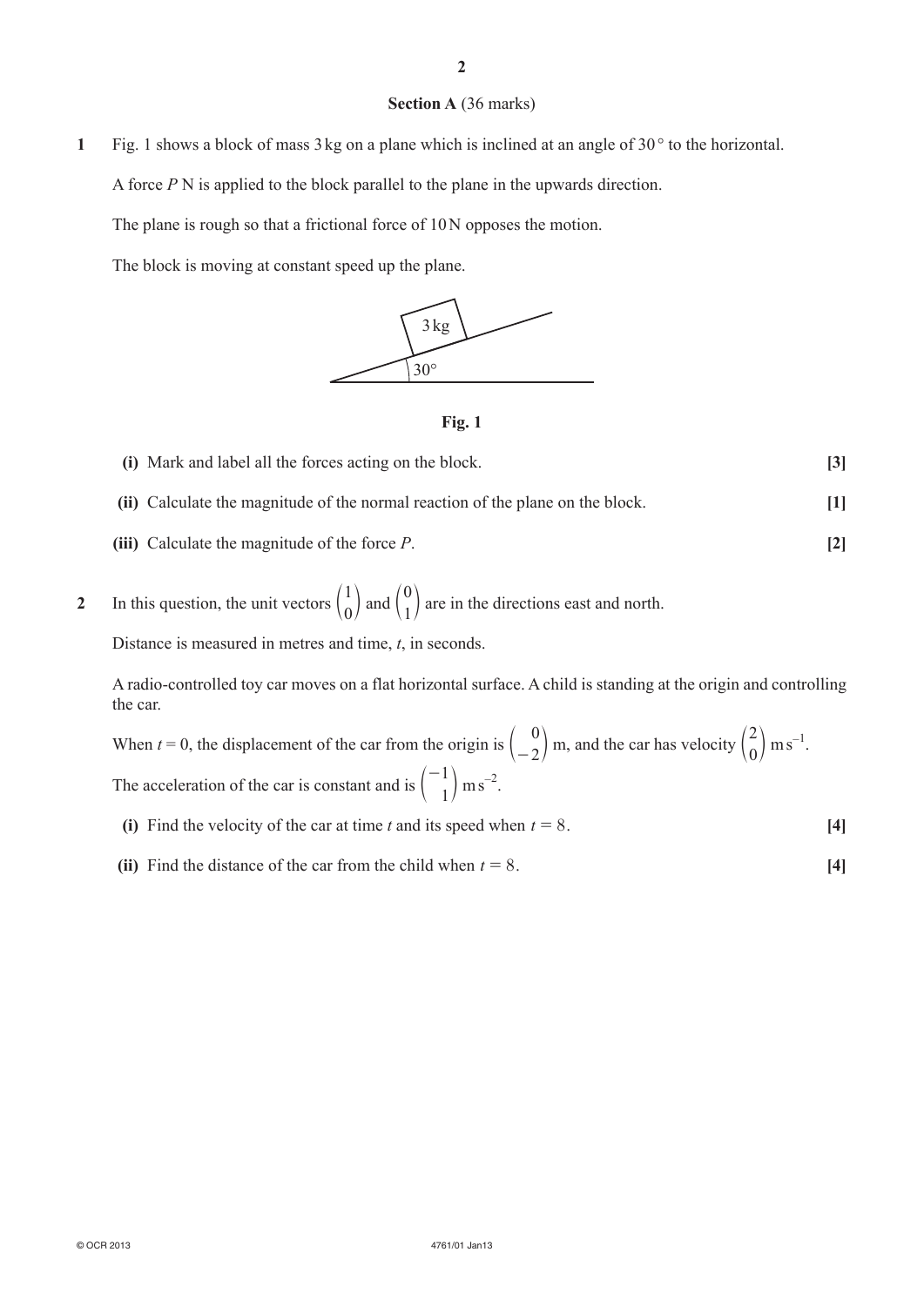## Section A (36 marks)

**1** Fig. 1 shows a block of mass 3 kg on a plane which is inclined at an angle of 30° to the horizontal.

A force $P$ N is applied to the block parallel to the plane in the upwards direction.

The plane is rough so that a frictional force of 10 N opposes the motion.

The block is moving at constant speed up the plane.

**Fig. 1**

**(i)** Mark and label all the forces acting on the block. **[3]**

**(ii)** Calculate the magnitude of the normal reaction of the plane on the block. **[1]**

**(iii)** Calculate the magnitude of the force $P$. **[2]**

**2** In this question, the unit vectors $\begin{pmatrix} 1 \\ 0 \end{pmatrix}$ and $\begin{pmatrix} 0 \\ 1 \end{pmatrix}$ are in the directions east and north.

Distance is measured in metres and time, $t$, in seconds.

A radio-controlled toy car moves on a flat horizontal surface. A child is standing at the origin and controlling the car.

When $t = 0$, the displacement of the car from the origin is $\begin{pmatrix} 0 \\ -2 \end{pmatrix}$ m, and the car has velocity $\begin{pmatrix} 2 \\ 0 \end{pmatrix}$ m s$^{-1}$.

The acceleration of the car is constant and is $\begin{pmatrix} -1 \\ 1 \end{pmatrix}$ m s$^{-2}$.

**(i)** Find the velocity of the car at time $t$ and its speed when $t = 8$. **[4]**

**(ii)** Find the distance of the car from the child when $t = 8$. **[4]**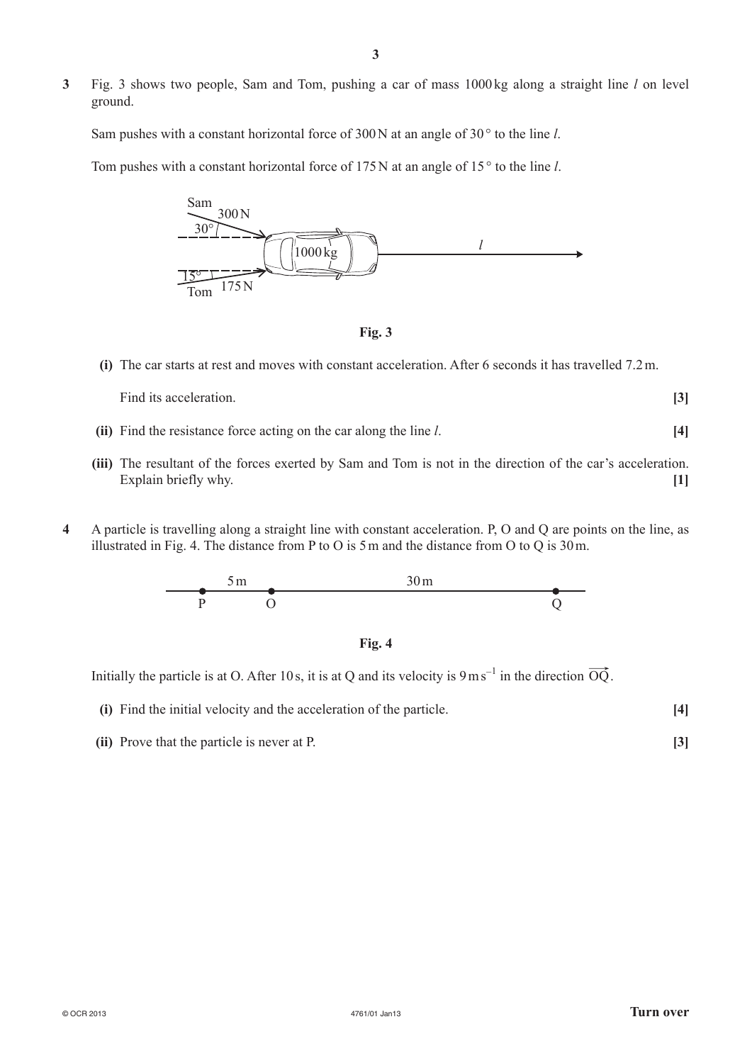**3** Fig. 3 shows two people, Sam and Tom, pushing a car of mass 1000 kg along a straight line *l* on level ground.

Sam pushes with a constant horizontal force of 300 N at an angle of 30° to the line *l*.

Tom pushes with a constant horizontal force of 175 N at an angle of 15° to the line *l*.

**Fig. 3**

**(i)** The car starts at rest and moves with constant acceleration. After 6 seconds it has travelled 7.2 m.

Find its acceleration. **[3]**

**(ii)** Find the resistance force acting on the car along the line *l*. **[4]**

**(iii)** The resultant of the forces exerted by Sam and Tom is not in the direction of the car's acceleration. Explain briefly why. **[1]**

**4** A particle is travelling along a straight line with constant acceleration. P, O and Q are points on the line, as illustrated in Fig. 4. The distance from P to O is 5 m and the distance from O to Q is 30 m.

**Fig. 4**

Initially the particle is at O. After 10 s, it is at Q and its velocity is $9\,\text{m}\,\text{s}^{-1}$ in the direction $\overrightarrow{OQ}$.

**(i)** Find the initial velocity and the acceleration of the particle. **[4]**

**(ii)** Prove that the particle is never at P. **[3]**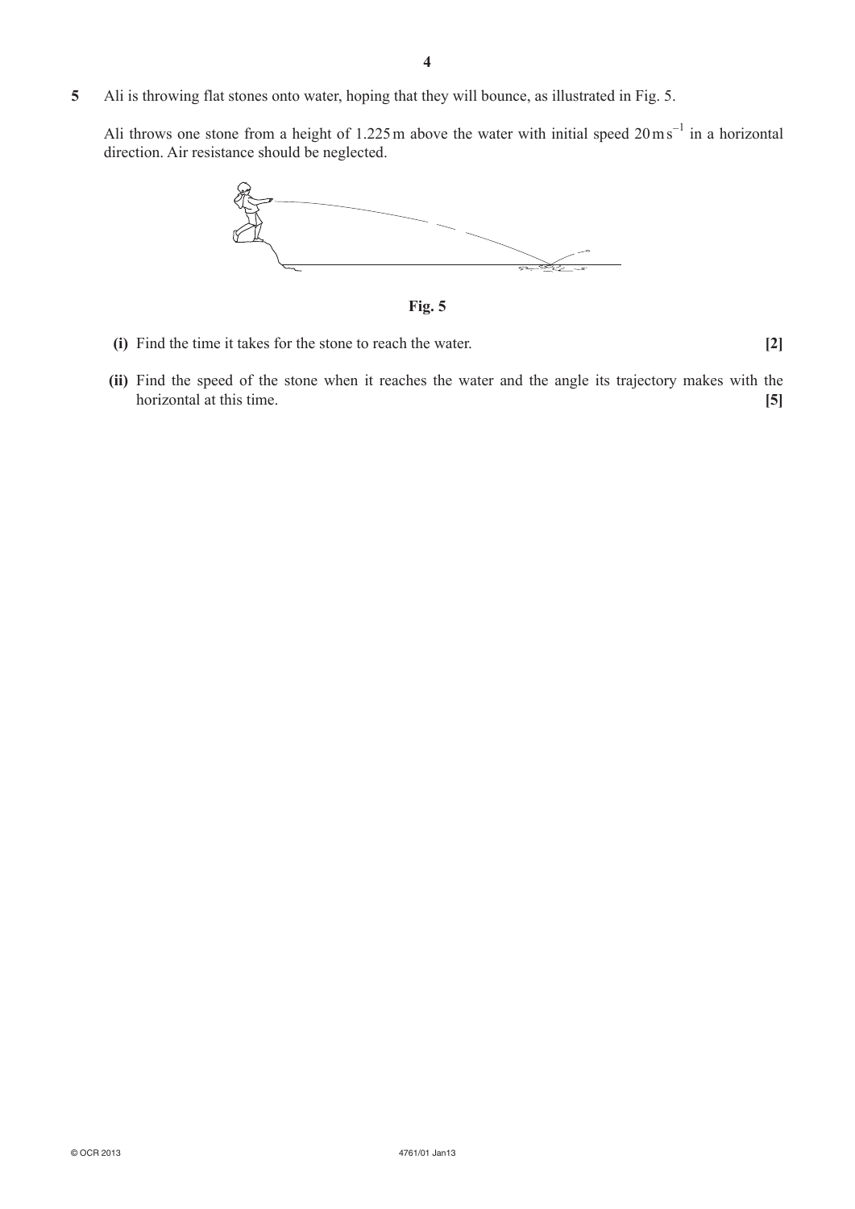**5** Ali is throwing flat stones onto water, hoping that they will bounce, as illustrated in Fig. 5.

Ali throws one stone from a height of 1.225 m above the water with initial speed $20\,\text{m s}^{-1}$ in a horizontal direction. Air resistance should be neglected.

**Fig. 5**

**(i)** Find the time it takes for the stone to reach the water. **[2]**

**(ii)** Find the speed of the stone when it reaches the water and the angle its trajectory makes with the horizontal at this time. **[5]**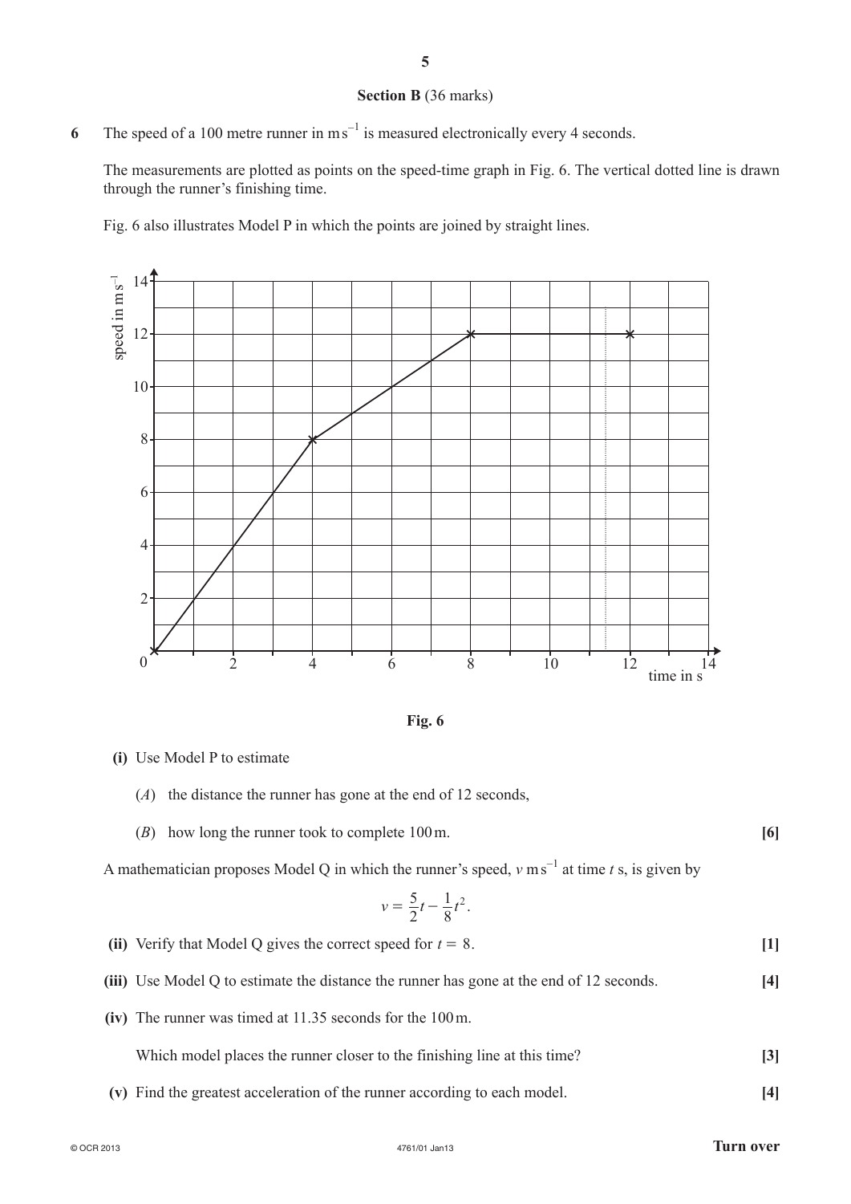## Section B (36 marks)

**6** The speed of a 100 metre runner in $\mathrm{m\,s^{-1}}$ is measured electronically every 4 seconds.

The measurements are plotted as points on the speed-time graph in Fig. 6. The vertical dotted line is drawn through the runner's finishing time.

Fig. 6 also illustrates Model P in which the points are joined by straight lines.

**Fig. 6**

**(i)** Use Model P to estimate

(*A*) the distance the runner has gone at the end of 12 seconds,

(*B*) how long the runner took to complete 100 m. **[6]**

A mathematician proposes Model Q in which the runner's speed, $v\,\mathrm{m\,s^{-1}}$ at time $t$ s, is given by

$$v = \frac{5}{2}t - \frac{1}{8}t^2.$$

**(ii)** Verify that Model Q gives the correct speed for $t = 8$. **[1]**

**(iii)** Use Model Q to estimate the distance the runner has gone at the end of 12 seconds. **[4]**

**(iv)** The runner was timed at 11.35 seconds for the 100 m.

Which model places the runner closer to the finishing line at this time? **[3]**

**(v)** Find the greatest acceleration of the runner according to each model. **[4]**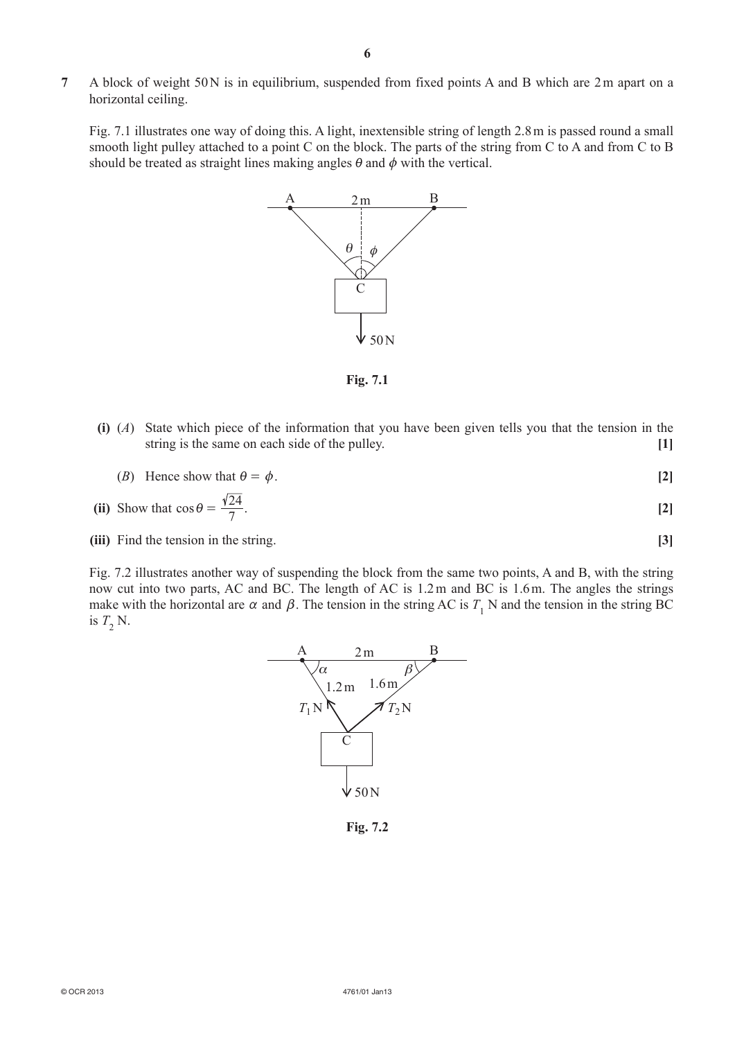**7** A block of weight 50 N is in equilibrium, suspended from fixed points A and B which are 2 m apart on a horizontal ceiling.

Fig. 7.1 illustrates one way of doing this. A light, inextensible string of length 2.8 m is passed round a small smooth light pulley attached to a point C on the block. The parts of the string from C to A and from C to B should be treated as straight lines making angles $\theta$ and $\phi$ with the vertical.

Fig. 7.1

**(i)** (*A*) State which piece of the information that you have been given tells you that the tension in the string is the same on each side of the pulley. **[1]**

(*B*) Hence show that $\theta = \phi$. **[2]**

**(ii)** Show that $\cos\theta = \frac{\sqrt{24}}{7}$. **[2]**

**(iii)** Find the tension in the string. **[3]**

Fig. 7.2 illustrates another way of suspending the block from the same two points, A and B, with the string now cut into two parts, AC and BC. The length of AC is 1.2 m and BC is 1.6 m. The angles the strings make with the horizontal are $\alpha$ and $\beta$. The tension in the string AC is $T_1$ N and the tension in the string BC is $T_2$ N.

Fig. 7.2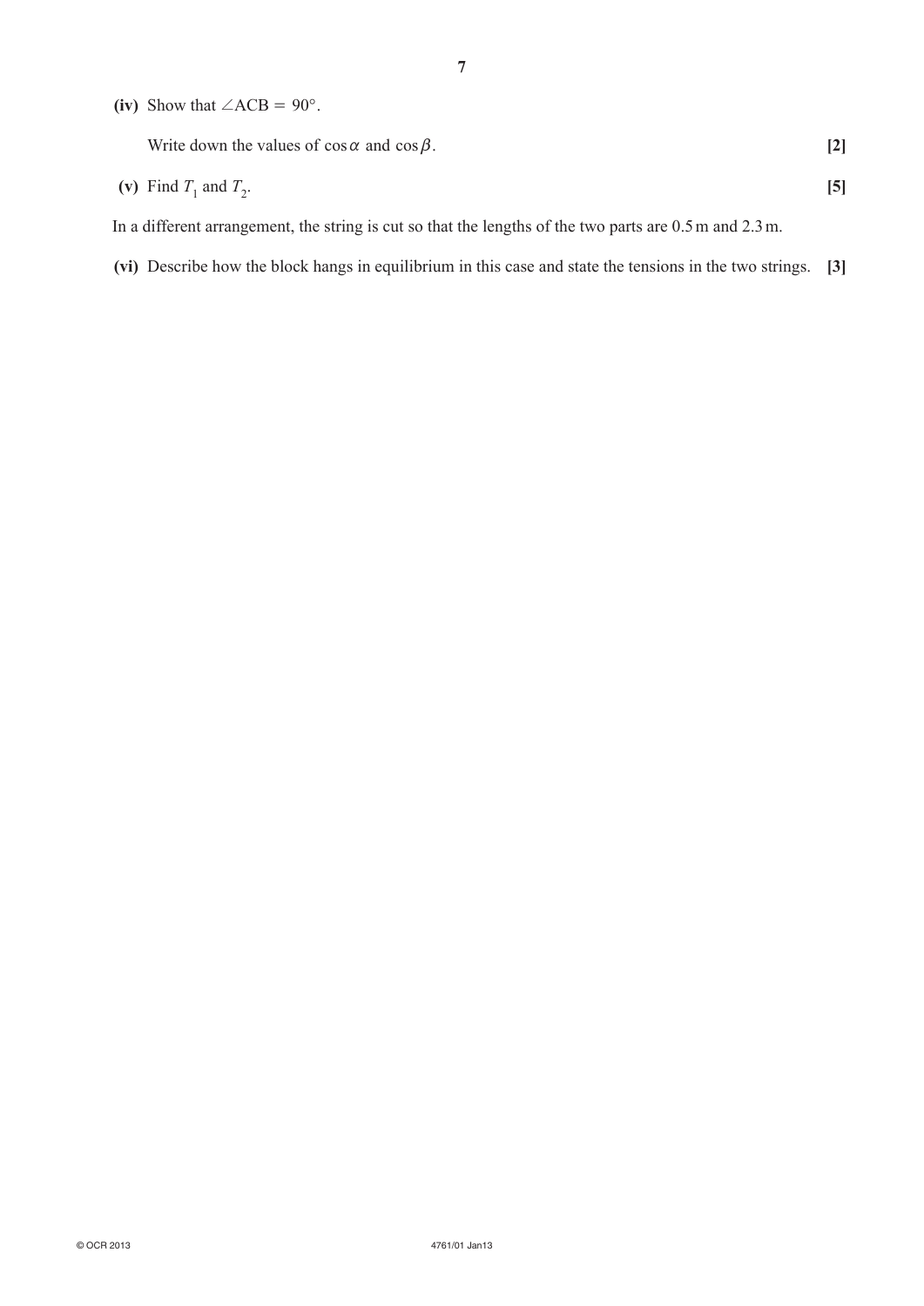**(iv)** Show that $\angle ACB = 90°$.

Write down the values of $\cos\alpha$ and $\cos\beta$. **[2]**

**(v)** Find $T_1$ and $T_2$. **[5]**

In a different arrangement, the string is cut so that the lengths of the two parts are 0.5 m and 2.3 m.

**(vi)** Describe how the block hangs in equilibrium in this case and state the tensions in the two strings. **[3]**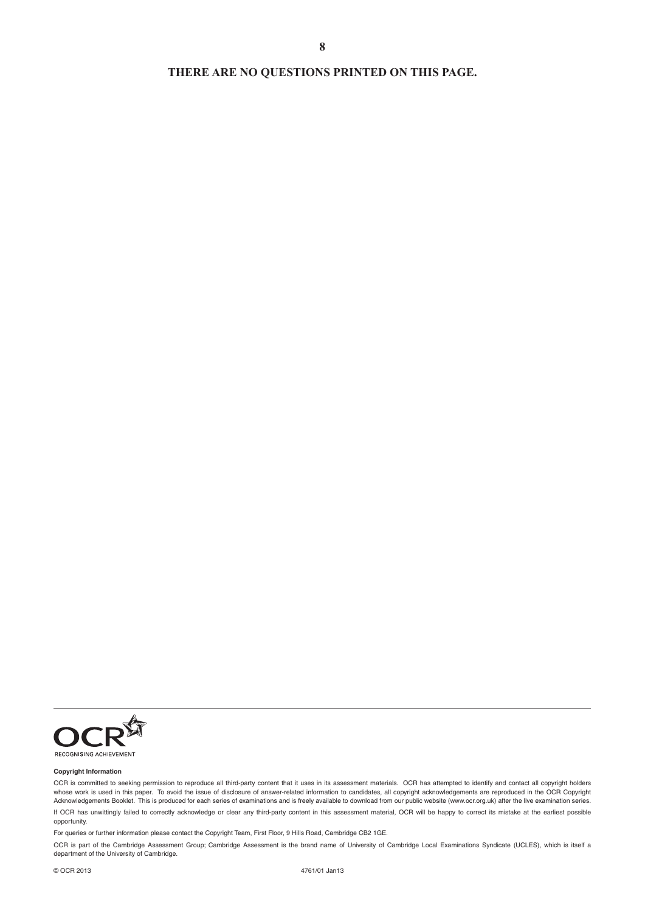**THERE ARE NO QUESTIONS PRINTED ON THIS PAGE.**

RECOGNISING ACHIEVEMENT

**Copyright Information**

OCR is committed to seeking permission to reproduce all third-party content that it uses in its assessment materials. OCR has attempted to identify and contact all copyright holders whose work is used in this paper. To avoid the issue of disclosure of answer-related information to candidates, all copyright acknowledgements are reproduced in the OCR Copyright Acknowledgements Booklet. This is produced for each series of examinations and is freely available to download from our public website (www.ocr.org.uk) after the live examination series.

If OCR has unwittingly failed to correctly acknowledge or clear any third-party content in this assessment material, OCR will be happy to correct its mistake at the earliest possible opportunity.

For queries or further information please contact the Copyright Team, First Floor, 9 Hills Road, Cambridge CB2 1GE.

OCR is part of the Cambridge Assessment Group; Cambridge Assessment is the brand name of University of Cambridge Local Examinations Syndicate (UCLES), which is itself a department of the University of Cambridge.

© OCR 2013 4761/01 Jan13